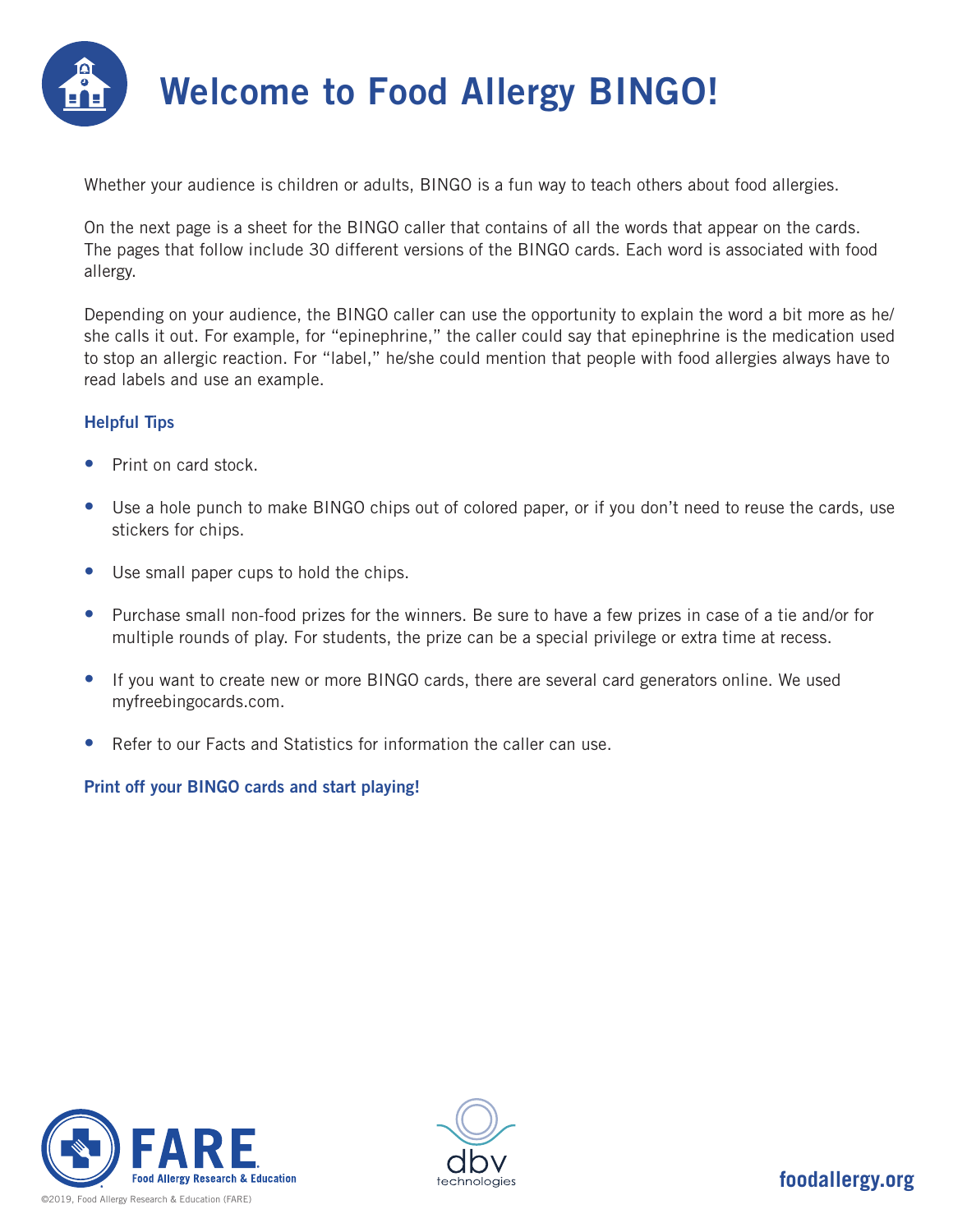# Welcome to Food Allergy BINGO!

Whether your audience is children or adults, BINGO is a fun way to teach others about food allergies.

On the next page is a sheet for the BINGO caller that contains of all the words that appear on the cards. The pages that follow include 30 different versions of the BINGO cards. Each word is associated with food allergy.

Depending on your audience, the BINGO caller can use the opportunity to explain the word a bit more as he/she calls it out. For example, for "epinephrine," the caller could say that epinephrine is the medication used to stop an allergic reaction. For "label," he/she could mention that people with food allergies always have to read labels and use an example.

### Helpful Tips

- Print on card stock.
- Use a hole punch to make BINGO chips out of colored paper, or if you don't need to reuse the cards, use stickers for chips.
- Use small paper cups to hold the chips.
- Purchase small non-food prizes for the winners. Be sure to have a few prizes in case of a tie and/or for multiple rounds of play. For students, the prize can be a special privilege or extra time at recess.
- If you want to create new or more BINGO cards, there are several card generators online. We used myfreebingocards.com.
- Refer to our Facts and Statistics for information the caller can use.

**Print off your BINGO cards and start playing!**

FARE Food Allergy Research & Education

dbv technologies

foodallergy.org

©2019, Food Allergy Research & Education (FARE)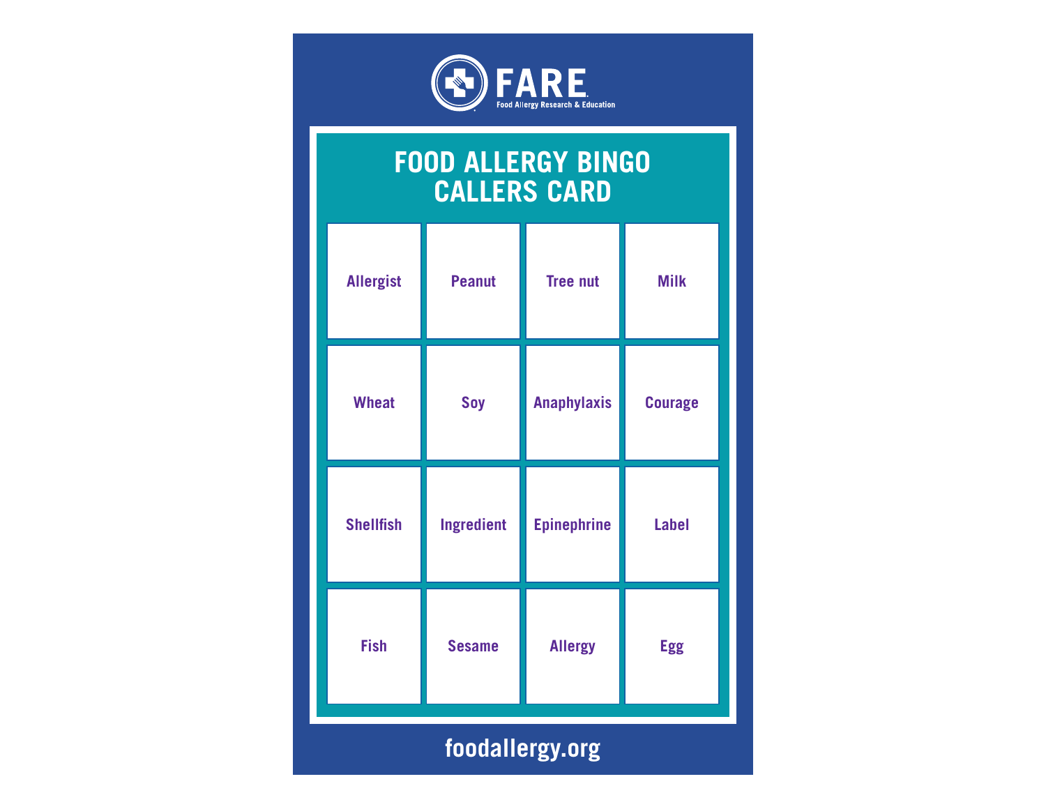FARE
Food Allergy Research & Education

# FOOD ALLERGY BINGO CALLERS CARD

| Allergist | Peanut | Tree nut | Milk |
| --- | --- | --- | --- |
| Wheat | Soy | Anaphylaxis | Courage |
| Shellfish | Ingredient | Epinephrine | Label |
| Fish | Sesame | Allergy | Egg |

foodallergy.org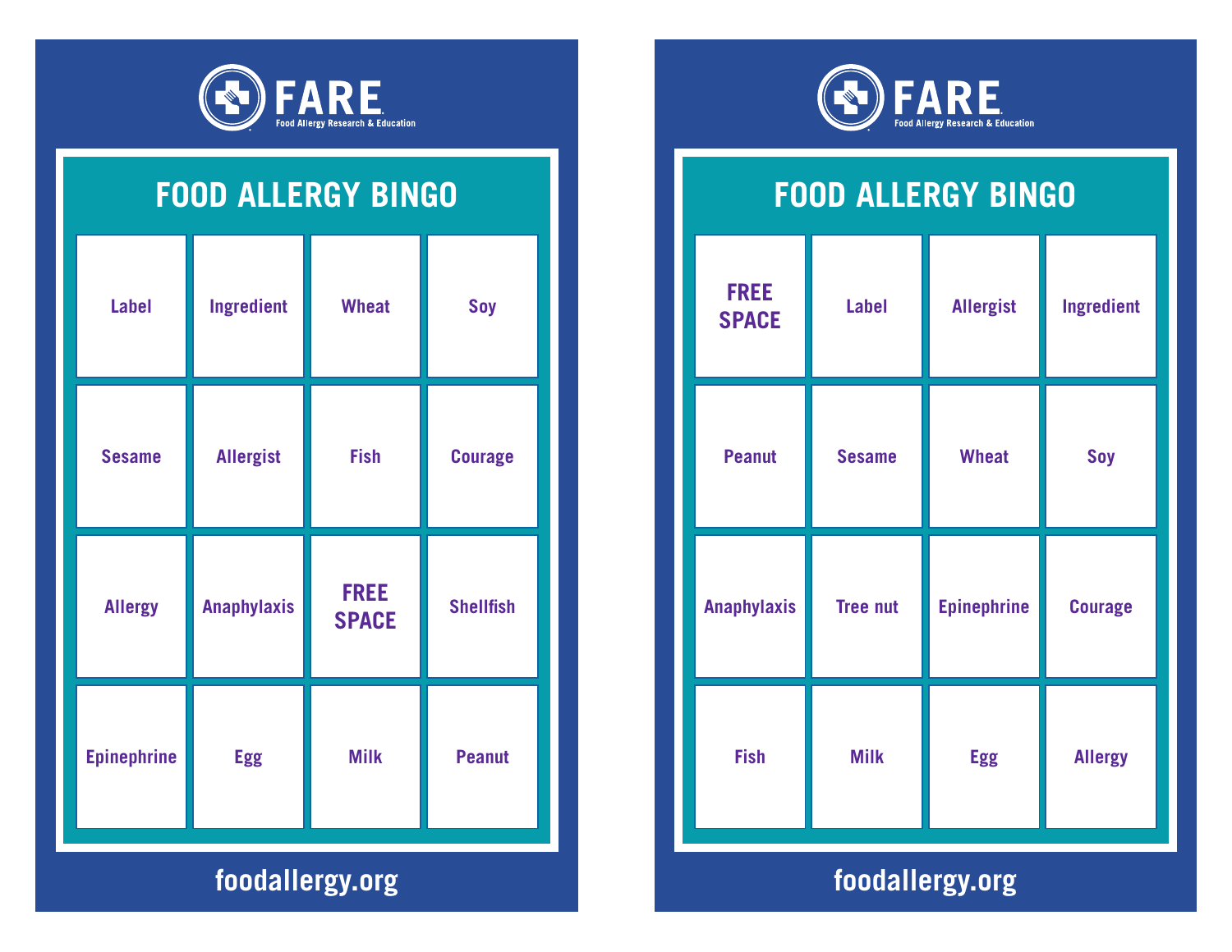FARE
Food Allergy Research & Education

## FOOD ALLERGY BINGO

| | | | |
|---|---|---|---|
| Label | Ingredient | Wheat | Soy |
| Sesame | Allergist | Fish | Courage |
| Allergy | Anaphylaxis | FREE SPACE | Shellfish |
| Epinephrine | Egg | Milk | Peanut |

foodallergy.org

FARE
Food Allergy Research & Education

## FOOD ALLERGY BINGO

| | | | |
|---|---|---|---|
| FREE SPACE | Label | Allergist | Ingredient |
| Peanut | Sesame | Wheat | Soy |
| Anaphylaxis | Tree nut | Epinephrine | Courage |
| Fish | Milk | Egg | Allergy |

foodallergy.org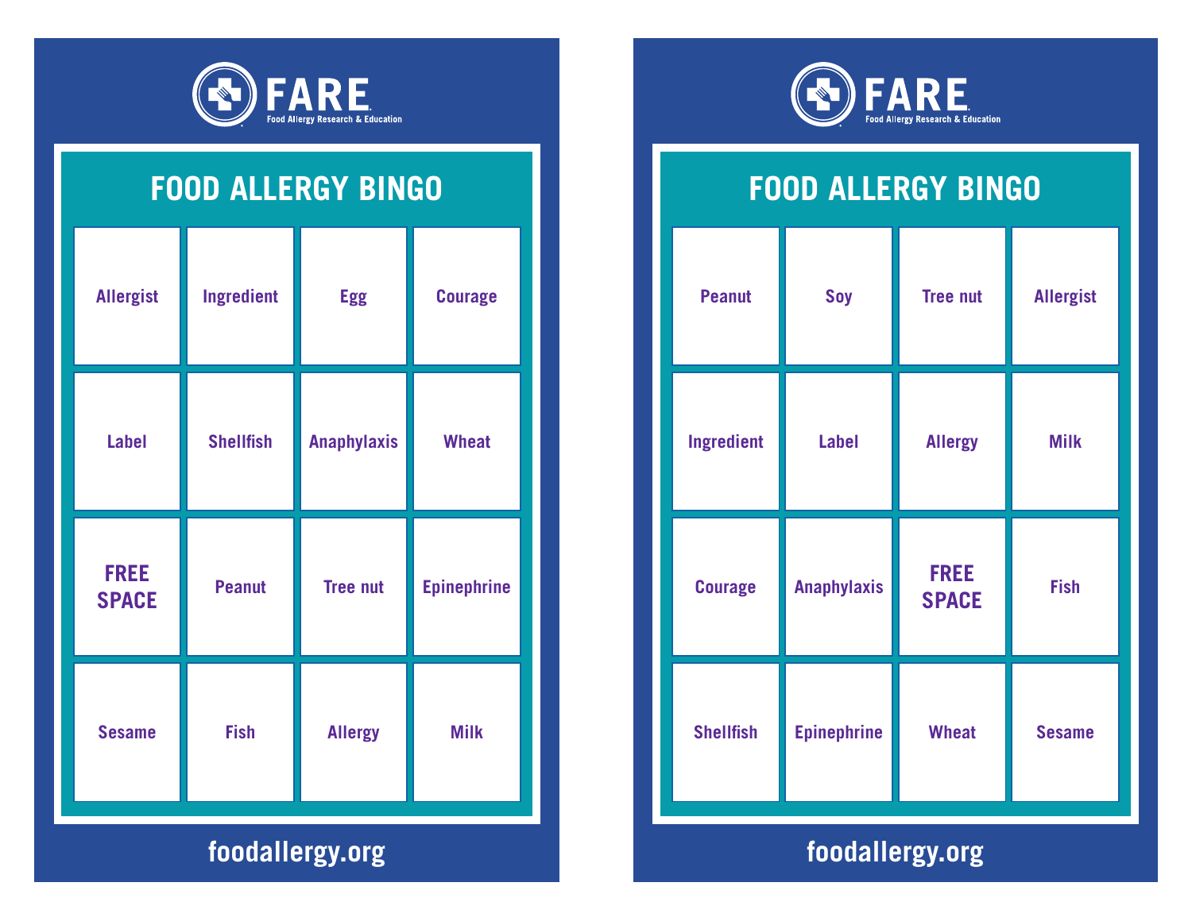FARE
Food Allergy Research & Education

# FOOD ALLERGY BINGO

| | | | |
|---|---|---|---|
| Allergist | Ingredient | Egg | Courage |
| Label | Shellfish | Anaphylaxis | Wheat |
| **FREE SPACE** | Peanut | Tree nut | Epinephrine |
| Sesame | Fish | Allergy | Milk |

foodallergy.org

FARE
Food Allergy Research & Education

# FOOD ALLERGY BINGO

| | | | |
|---|---|---|---|
| Peanut | Soy | Tree nut | Allergist |
| Ingredient | Label | Allergy | Milk |
| Courage | Anaphylaxis | **FREE SPACE** | Fish |
| Shellfish | Epinephrine | Wheat | Sesame |

foodallergy.org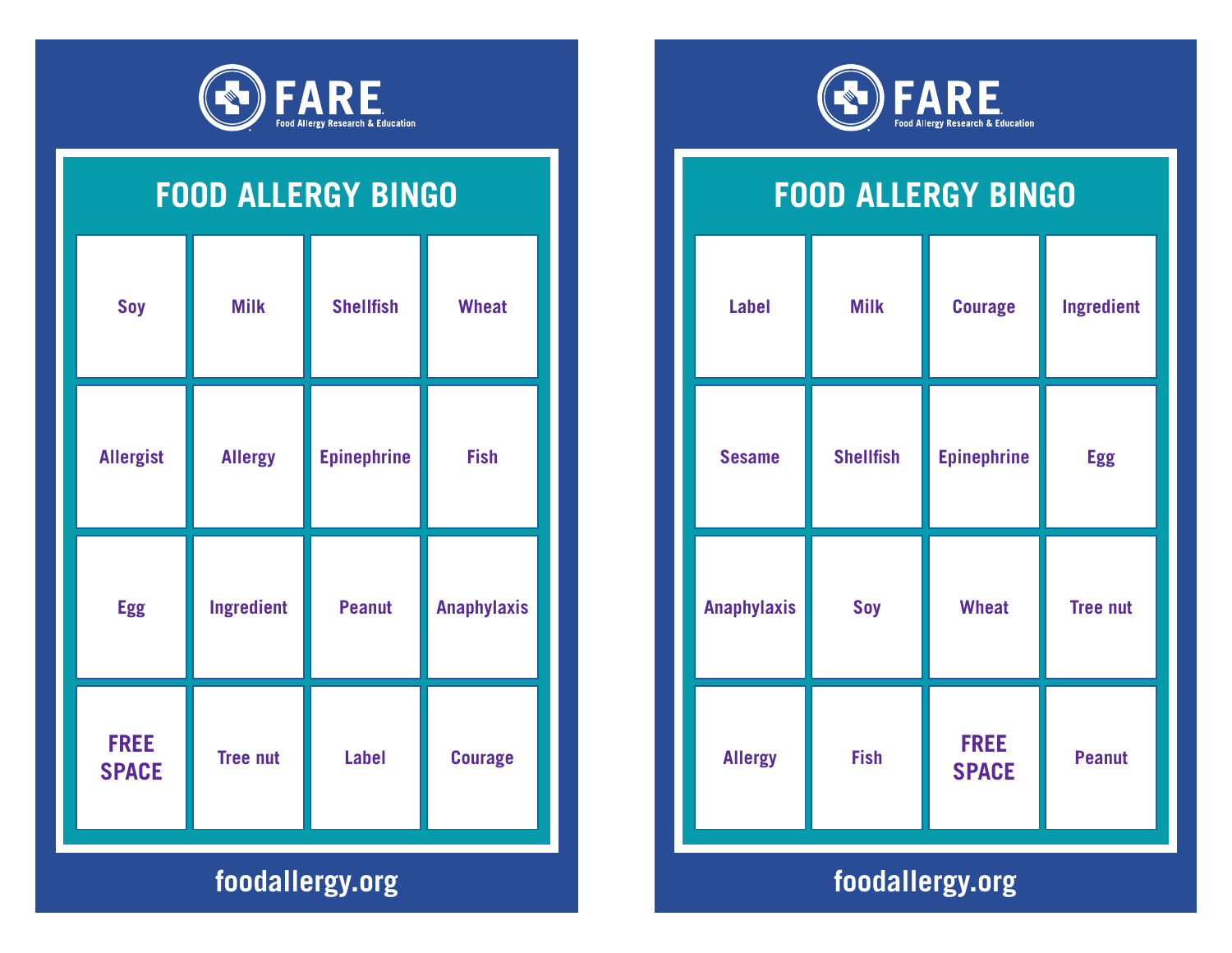FARE
Food Allergy Research & Education

## FOOD ALLERGY BINGO

| | | | |
|---|---|---|---|
| Soy | Milk | Shellfish | Wheat |
| Allergist | Allergy | Epinephrine | Fish |
| Egg | Ingredient | Peanut | Anaphylaxis |
| **FREE SPACE** | Tree nut | Label | Courage |

foodallergy.org

FARE
Food Allergy Research & Education

## FOOD ALLERGY BINGO

| | | | |
|---|---|---|---|
| Label | Milk | Courage | Ingredient |
| Sesame | Shellfish | Epinephrine | Egg |
| Anaphylaxis | Soy | Wheat | Tree nut |
| Allergy | Fish | **FREE SPACE** | Peanut |

foodallergy.org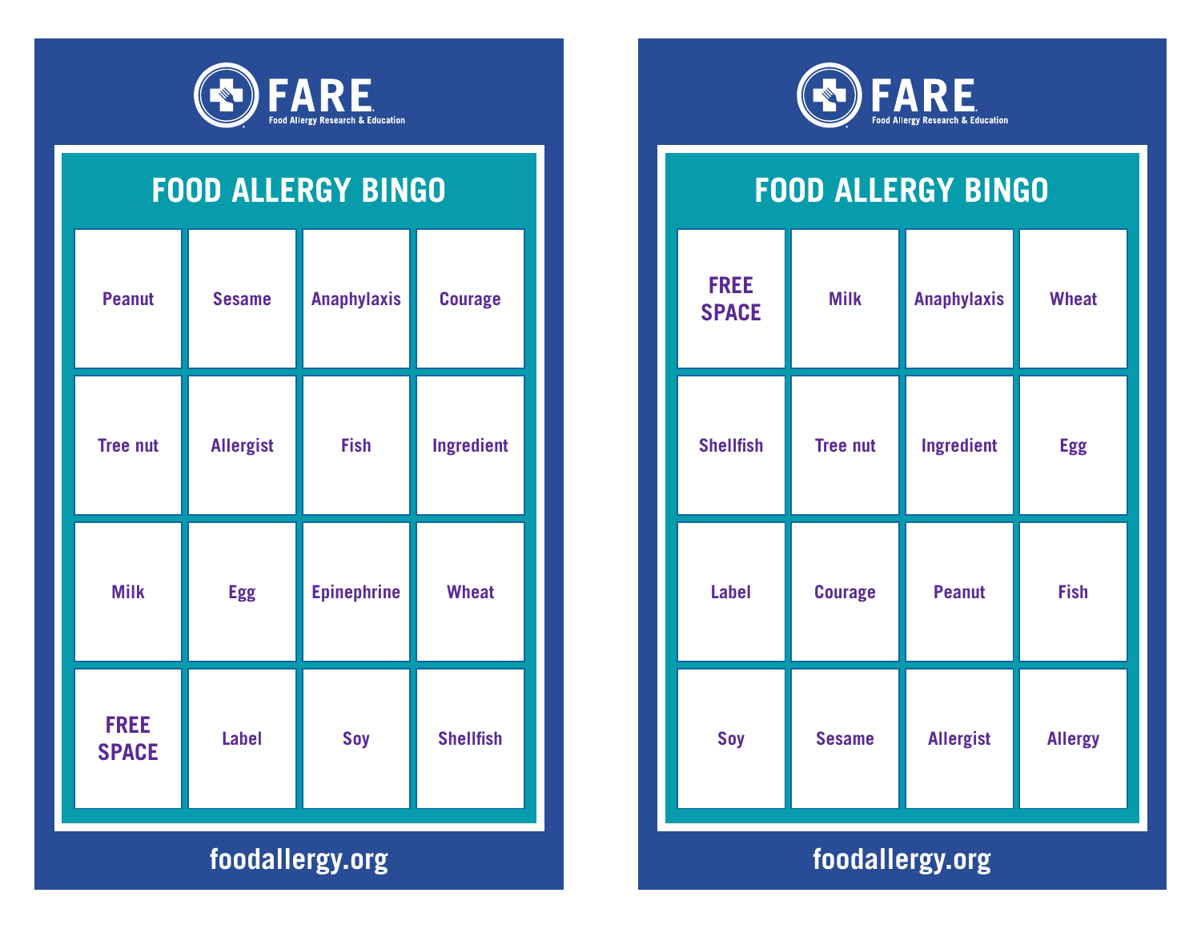FARE
Food Allergy Research & Education

## FOOD ALLERGY BINGO

| | | | |
|---|---|---|---|
| Peanut | Sesame | Anaphylaxis | Courage |
| Tree nut | Allergist | Fish | Ingredient |
| Milk | Egg | Epinephrine | Wheat |
| **FREE SPACE** | Label | Soy | Shellfish |

foodallergy.org

FARE
Food Allergy Research & Education

## FOOD ALLERGY BINGO

| | | | |
|---|---|---|---|
| **FREE SPACE** | Milk | Anaphylaxis | Wheat |
| Shellfish | Tree nut | Ingredient | Egg |
| Label | Courage | Peanut | Fish |
| Soy | Sesame | Allergist | Allergy |

foodallergy.org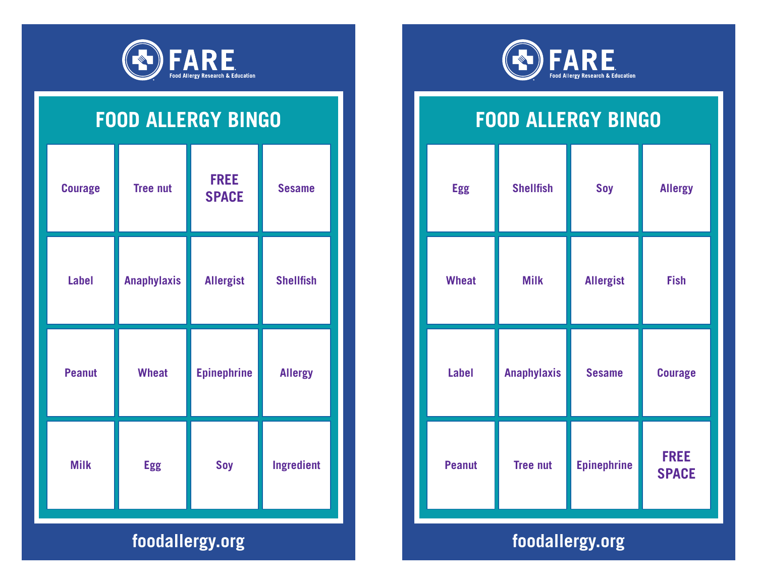FARE
Food Allergy Research & Education

# FOOD ALLERGY BINGO

| | | | |
|---|---|---|---|
| Courage | Tree nut | FREE SPACE | Sesame |
| Label | Anaphylaxis | Allergist | Shellfish |
| Peanut | Wheat | Epinephrine | Allergy |
| Milk | Egg | Soy | Ingredient |

foodallergy.org

FARE
Food Allergy Research & Education

# FOOD ALLERGY BINGO

| | | | |
|---|---|---|---|
| Egg | Shellfish | Soy | Allergy |
| Wheat | Milk | Allergist | Fish |
| Label | Anaphylaxis | Sesame | Courage |
| Peanut | Tree nut | Epinephrine | FREE SPACE |

foodallergy.org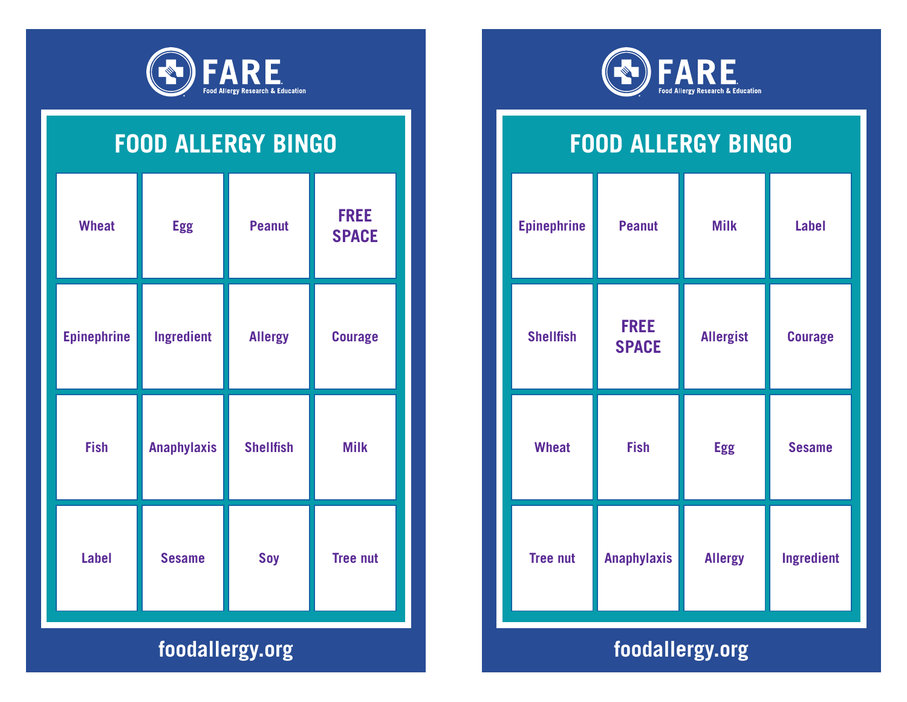FARE
Food Allergy Research & Education

# FOOD ALLERGY BINGO

| | | | |
|---|---|---|---|
| Wheat | Egg | Peanut | **FREE SPACE** |
| Epinephrine | Ingredient | Allergy | Courage |
| Fish | Anaphylaxis | Shellfish | Milk |
| Label | Sesame | Soy | Tree nut |

foodallergy.org

FARE
Food Allergy Research & Education

# FOOD ALLERGY BINGO

| | | | |
|---|---|---|---|
| Epinephrine | Peanut | Milk | Label |
| Shellfish | **FREE SPACE** | Allergist | Courage |
| Wheat | Fish | Egg | Sesame |
| Tree nut | Anaphylaxis | Allergy | Ingredient |

foodallergy.org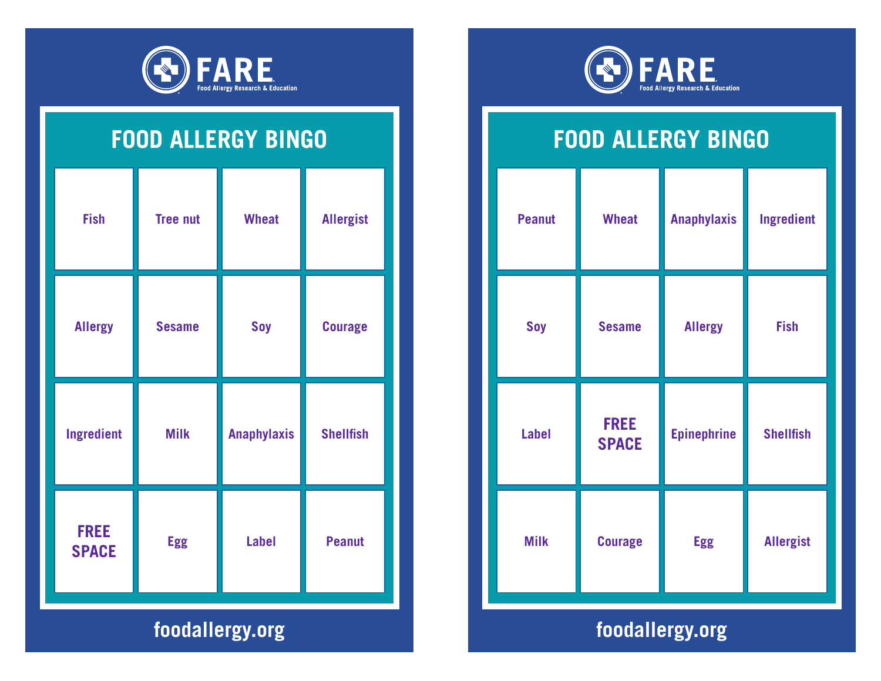FARE
Food Allergy Research & Education

## FOOD ALLERGY BINGO

| | | | |
|---|---|---|---|
| Fish | Tree nut | Wheat | Allergist |
| Allergy | Sesame | Soy | Courage |
| Ingredient | Milk | Anaphylaxis | Shellfish |
| **FREE SPACE** | Egg | Label | Peanut |

foodallergy.org

FARE
Food Allergy Research & Education

## FOOD ALLERGY BINGO

| | | | |
|---|---|---|---|
| Peanut | Wheat | Anaphylaxis | Ingredient |
| Soy | Sesame | Allergy | Fish |
| Label | **FREE SPACE** | Epinephrine | Shellfish |
| Milk | Courage | Egg | Allergist |

foodallergy.org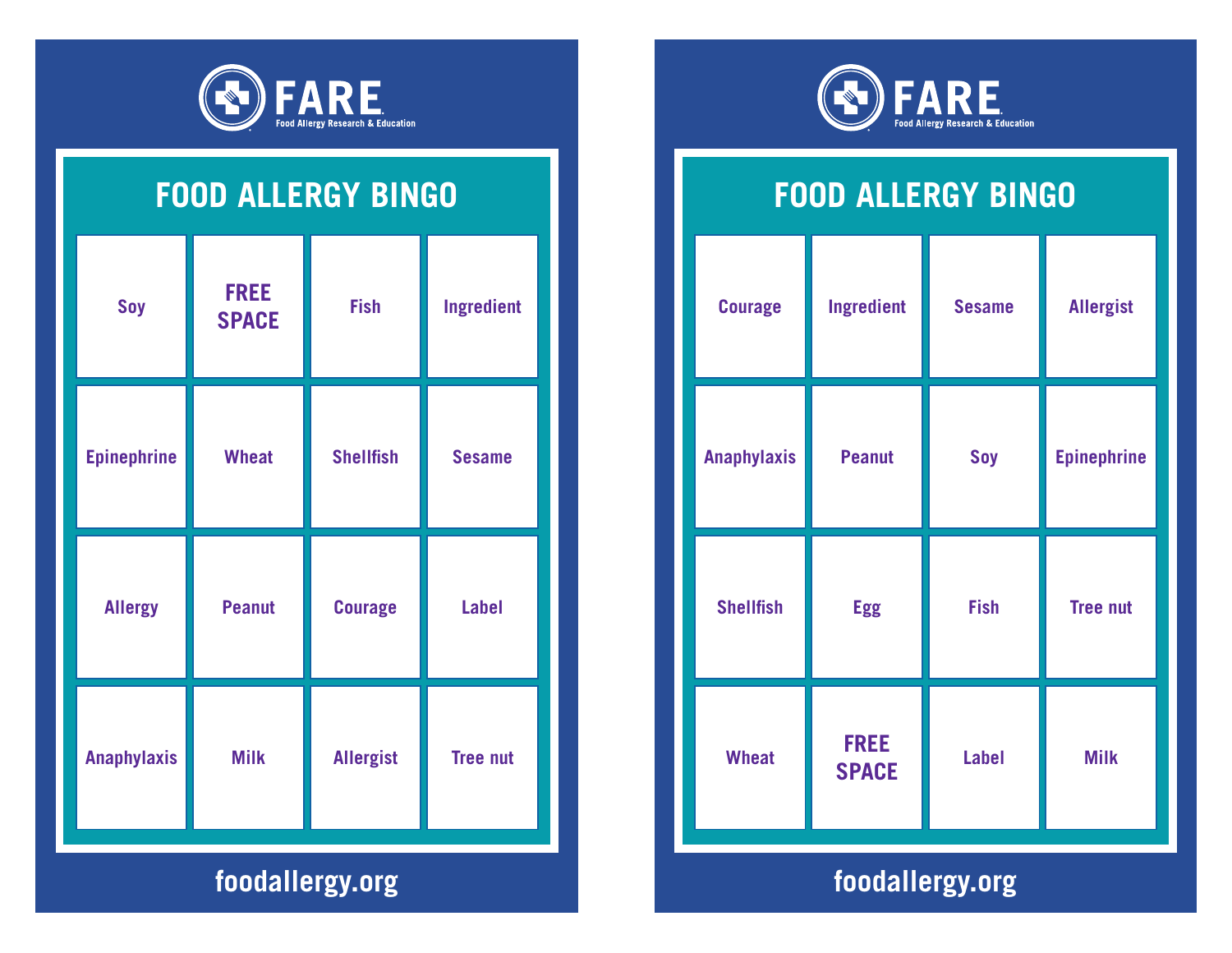FARE
Food Allergy Research & Education

# FOOD ALLERGY BINGO

| | | | |
|---|---|---|---|
| Soy | **FREE SPACE** | Fish | Ingredient |
| Epinephrine | Wheat | Shellfish | Sesame |
| Allergy | Peanut | Courage | Label |
| Anaphylaxis | Milk | Allergist | Tree nut |

foodallergy.org

FARE
Food Allergy Research & Education

# FOOD ALLERGY BINGO

| | | | |
|---|---|---|---|
| Courage | Ingredient | Sesame | Allergist |
| Anaphylaxis | Peanut | Soy | Epinephrine |
| Shellfish | Egg | Fish | Tree nut |
| Wheat | **FREE SPACE** | Label | Milk |

foodallergy.org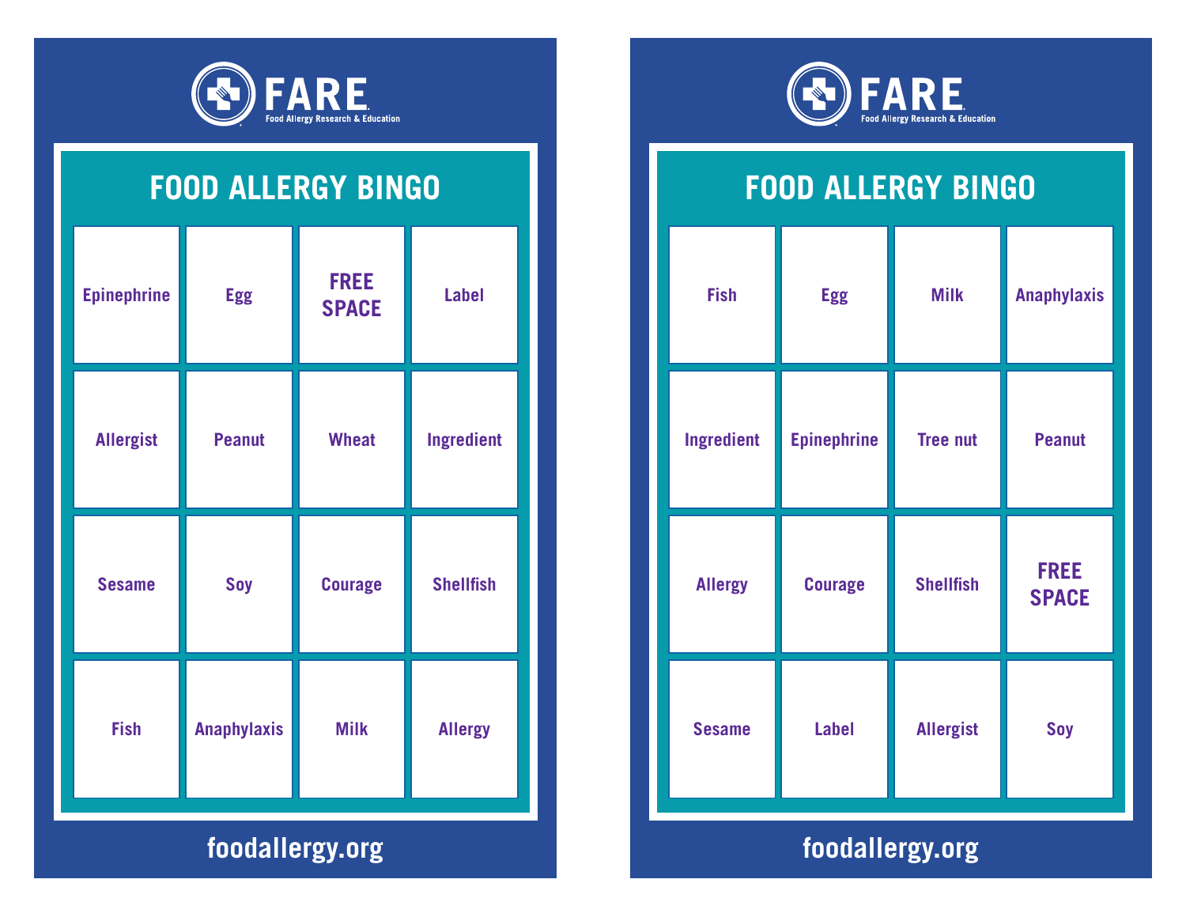FARE
Food Allergy Research & Education

## FOOD ALLERGY BINGO

| | | | |
|---|---|---|---|
| Epinephrine | Egg | FREE SPACE | Label |
| Allergist | Peanut | Wheat | Ingredient |
| Sesame | Soy | Courage | Shellfish |
| Fish | Anaphylaxis | Milk | Allergy |

foodallergy.org

FARE
Food Allergy Research & Education

## FOOD ALLERGY BINGO

| | | | |
|---|---|---|---|
| Fish | Egg | Milk | Anaphylaxis |
| Ingredient | Epinephrine | Tree nut | Peanut |
| Allergy | Courage | Shellfish | FREE SPACE |
| Sesame | Label | Allergist | Soy |

foodallergy.org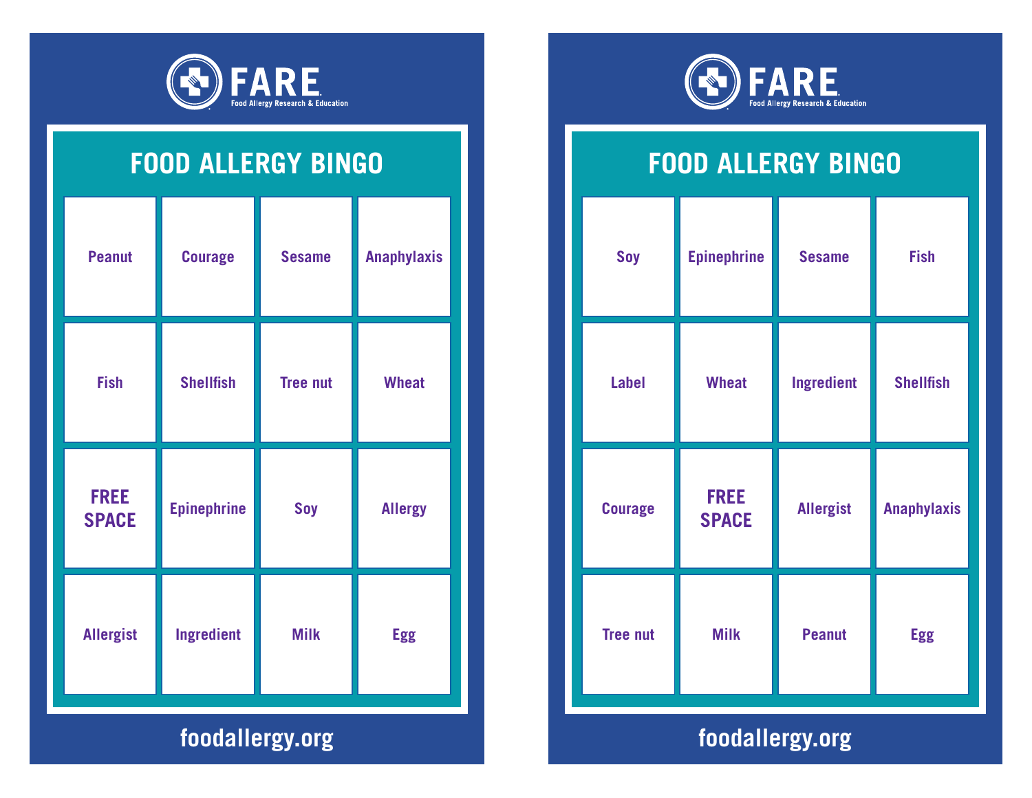FARE
Food Allergy Research & Education

## FOOD ALLERGY BINGO

| | | | |
|---|---|---|---|
| Peanut | Courage | Sesame | Anaphylaxis |
| Fish | Shellfish | Tree nut | Wheat |
| **FREE SPACE** | Epinephrine | Soy | Allergy |
| Allergist | Ingredient | Milk | Egg |

foodallergy.org

FARE
Food Allergy Research & Education

## FOOD ALLERGY BINGO

| | | | |
|---|---|---|---|
| Soy | Epinephrine | Sesame | Fish |
| Label | Wheat | Ingredient | Shellfish |
| Courage | **FREE SPACE** | Allergist | Anaphylaxis |
| Tree nut | Milk | Peanut | Egg |

foodallergy.org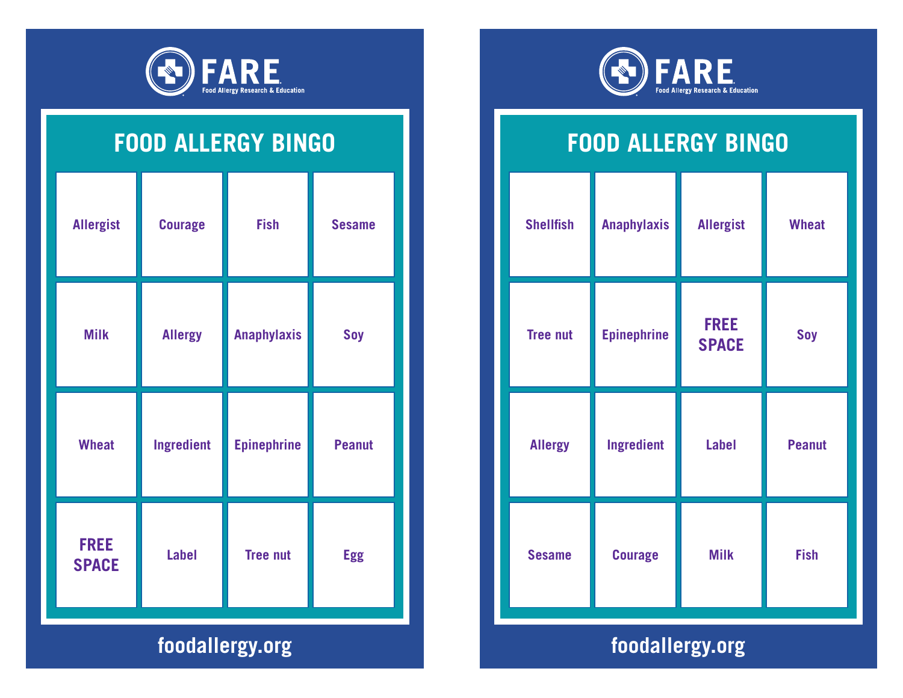FARE
Food Allergy Research & Education

# FOOD ALLERGY BINGO

| | | | |
|---|---|---|---|
| Allergist | Courage | Fish | Sesame |
| Milk | Allergy | Anaphylaxis | Soy |
| Wheat | Ingredient | Epinephrine | Peanut |
| **FREE SPACE** | Label | Tree nut | Egg |

foodallergy.org

FARE
Food Allergy Research & Education

# FOOD ALLERGY BINGO

| | | | |
|---|---|---|---|
| Shellfish | Anaphylaxis | Allergist | Wheat |
| Tree nut | Epinephrine | **FREE SPACE** | Soy |
| Allergy | Ingredient | Label | Peanut |
| Sesame | Courage | Milk | Fish |

foodallergy.org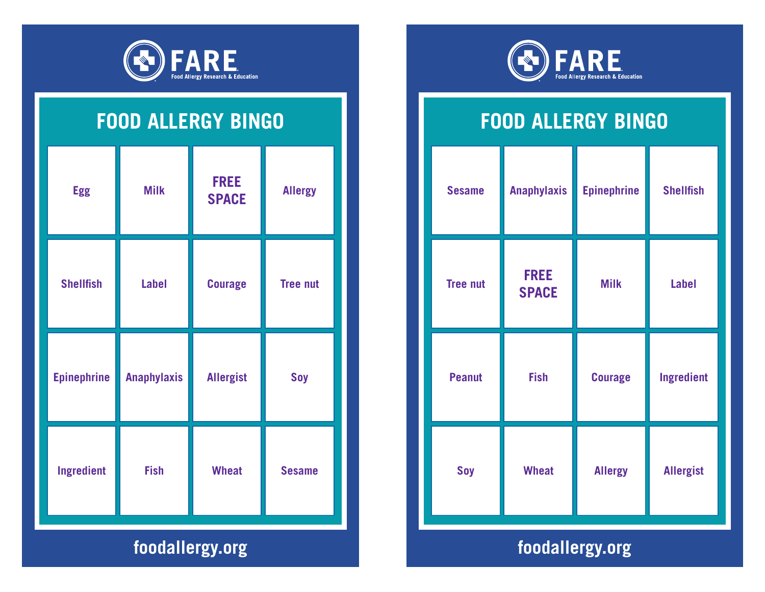FARE
Food Allergy Research & Education

# FOOD ALLERGY BINGO

| | | | |
|---|---|---|---|
| Egg | Milk | FREE SPACE | Allergy |
| Shellfish | Label | Courage | Tree nut |
| Epinephrine | Anaphylaxis | Allergist | Soy |
| Ingredient | Fish | Wheat | Sesame |

foodallergy.org

FARE
Food Allergy Research & Education

# FOOD ALLERGY BINGO

| | | | |
|---|---|---|---|
| Sesame | Anaphylaxis | Epinephrine | Shellfish |
| Tree nut | FREE SPACE | Milk | Label |
| Peanut | Fish | Courage | Ingredient |
| Soy | Wheat | Allergy | Allergist |

foodallergy.org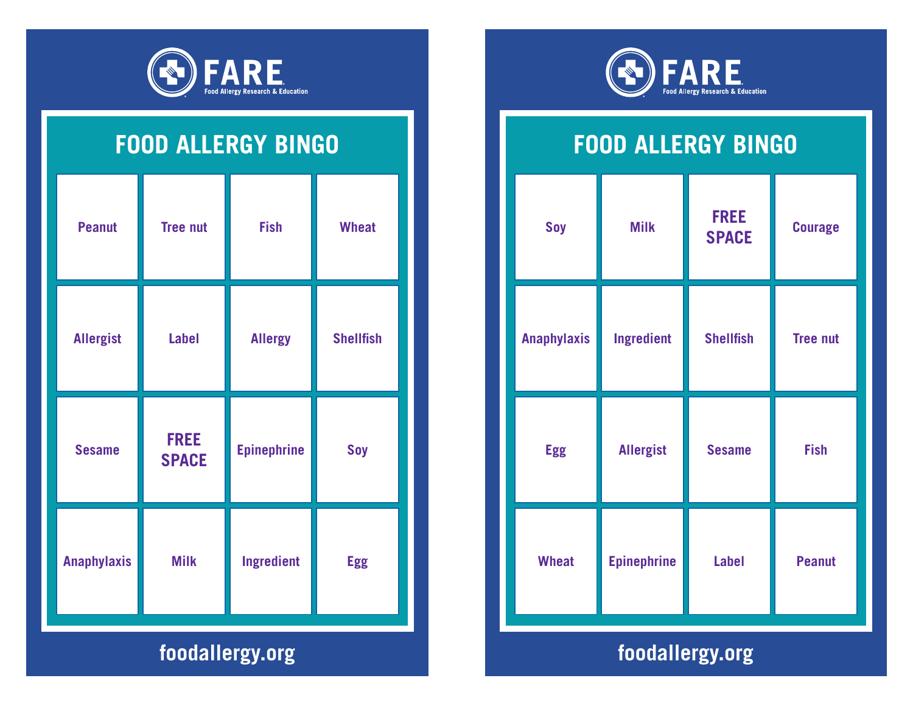FARE
Food Allergy Research & Education

## FOOD ALLERGY BINGO

| Peanut | Tree nut | Fish | Wheat |
|---|---|---|---|
| Allergist | Label | Allergy | Shellfish |
| Sesame | FREE SPACE | Epinephrine | Soy |
| Anaphylaxis | Milk | Ingredient | Egg |

foodallergy.org

FARE
Food Allergy Research & Education

## FOOD ALLERGY BINGO

| Soy | Milk | FREE SPACE | Courage |
|---|---|---|---|
| Anaphylaxis | Ingredient | Shellfish | Tree nut |
| Egg | Allergist | Sesame | Fish |
| Wheat | Epinephrine | Label | Peanut |

foodallergy.org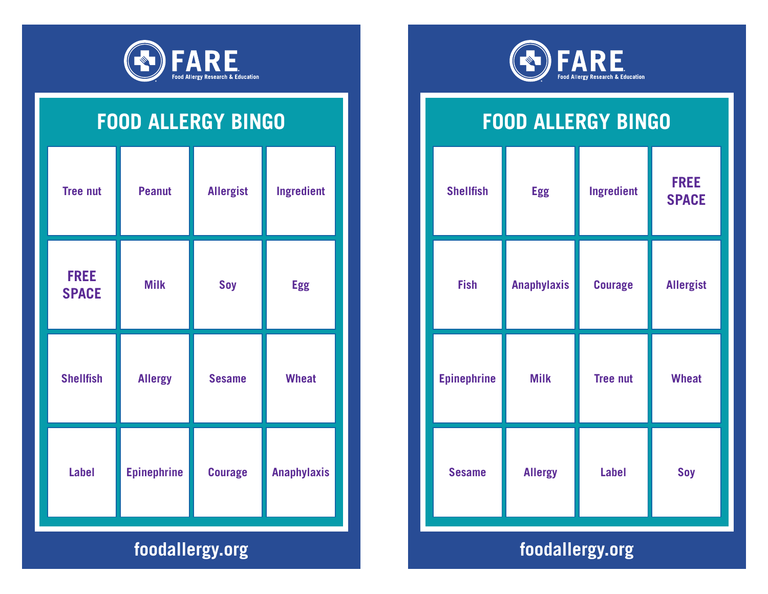FARE
Food Allergy Research & Education

## FOOD ALLERGY BINGO

| | | | |
|---|---|---|---|
| Tree nut | Peanut | Allergist | Ingredient |
| **FREE SPACE** | Milk | Soy | Egg |
| Shellfish | Allergy | Sesame | Wheat |
| Label | Epinephrine | Courage | Anaphylaxis |

foodallergy.org

FARE
Food Allergy Research & Education

## FOOD ALLERGY BINGO

| | | | |
|---|---|---|---|
| Shellfish | Egg | Ingredient | **FREE SPACE** |
| Fish | Anaphylaxis | Courage | Allergist |
| Epinephrine | Milk | Tree nut | Wheat |
| Sesame | Allergy | Label | Soy |

foodallergy.org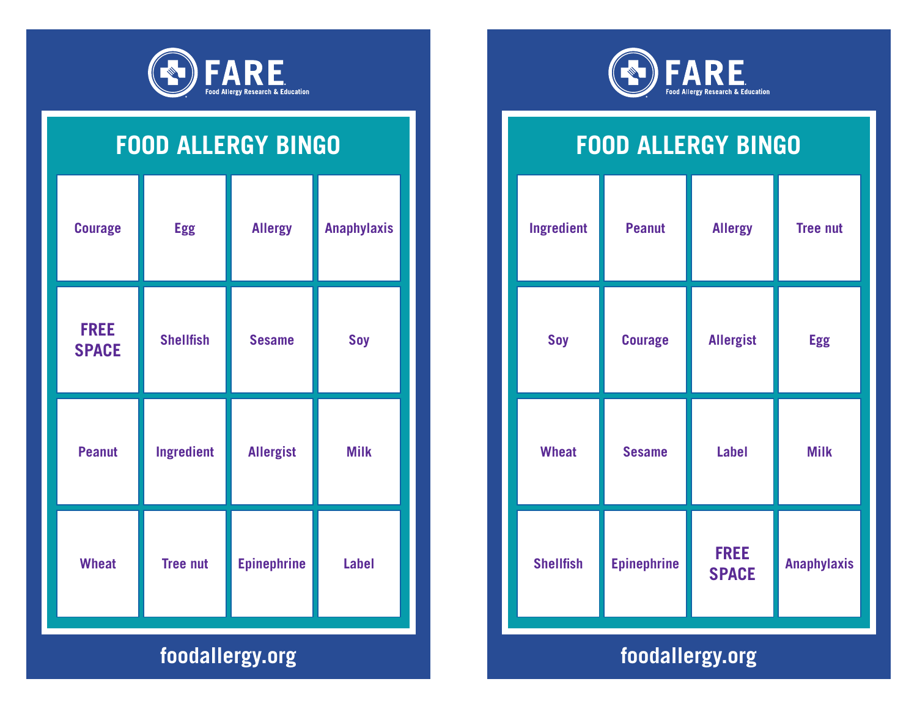FARE

Food Allergy Research & Education

## FOOD ALLERGY BINGO

| | | | |
|---|---|---|---|
| Courage | Egg | Allergy | Anaphylaxis |
| FREE SPACE | Shellfish | Sesame | Soy |
| Peanut | Ingredient | Allergist | Milk |
| Wheat | Tree nut | Epinephrine | Label |

foodallergy.org

FARE

Food Allergy Research & Education

## FOOD ALLERGY BINGO

| | | | |
|---|---|---|---|
| Ingredient | Peanut | Allergy | Tree nut |
| Soy | Courage | Allergist | Egg |
| Wheat | Sesame | Label | Milk |
| Shellfish | Epinephrine | FREE SPACE | Anaphylaxis |

foodallergy.org